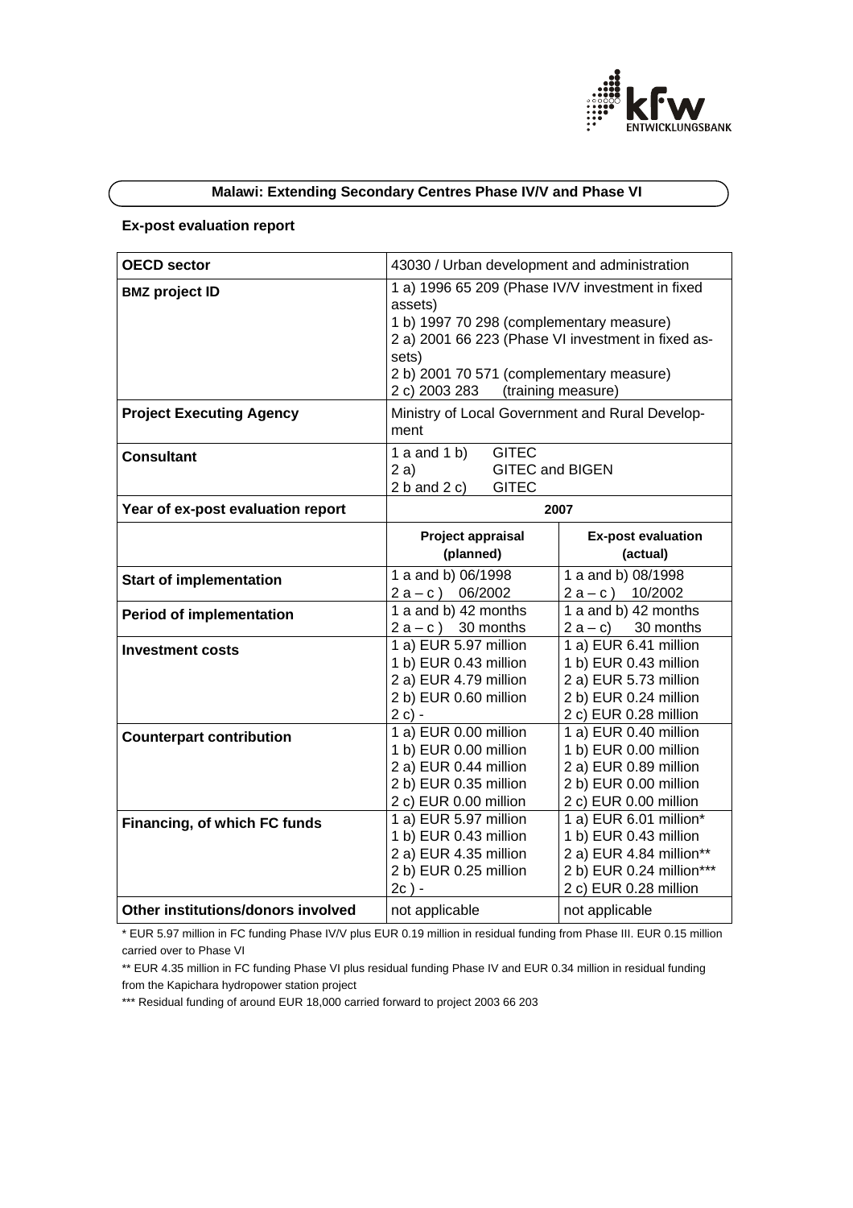## Malawi: Extending Secondary Centres Phase IV/V and Phase VI

**Ex-post evaluation report**

| **OECD sector** | 43030 / Urban development and administration | |
|---|---|---|
| **BMZ project ID** | 1 a) 1996 65 209 (Phase IV/V investment in fixed assets)<br>1 b) 1997 70 298 (complementary measure)<br>2 a) 2001 66 223 (Phase VI investment in fixed assets)<br>2 b) 2001 70 571 (complementary measure)<br>2 c) 2003 283 (training measure) | |
| **Project Executing Agency** | Ministry of Local Government and Rural Development | |
| **Consultant** | 1 a and 1 b) GITEC<br>2 a) GITEC and BIGEN<br>2 b and 2 c) GITEC | |
| **Year of ex-post evaluation report** | **2007** | |
| | **Project appraisal (planned)** | **Ex-post evaluation (actual)** |
| **Start of implementation** | 1 a and b) 06/1998<br>2 a – c ) 06/2002 | 1 a and b) 08/1998<br>2 a – c ) 10/2002 |
| **Period of implementation** | 1 a and b) 42 months<br>2 a – c ) 30 months | 1 a and b) 42 months<br>2 a – c) 30 months |
| **Investment costs** | 1 a) EUR 5.97 million<br>1 b) EUR 0.43 million<br>2 a) EUR 4.79 million<br>2 b) EUR 0.60 million<br>2 c) - | 1 a) EUR 6.41 million<br>1 b) EUR 0.43 million<br>2 a) EUR 5.73 million<br>2 b) EUR 0.24 million<br>2 c) EUR 0.28 million |
| **Counterpart contribution** | 1 a) EUR 0.00 million<br>1 b) EUR 0.00 million<br>2 a) EUR 0.44 million<br>2 b) EUR 0.35 million<br>2 c) EUR 0.00 million | 1 a) EUR 0.40 million<br>1 b) EUR 0.00 million<br>2 a) EUR 0.89 million<br>2 b) EUR 0.00 million<br>2 c) EUR 0.00 million |
| **Financing, of which FC funds** | 1 a) EUR 5.97 million<br>1 b) EUR 0.43 million<br>2 a) EUR 4.35 million<br>2 b) EUR 0.25 million<br>2c ) - | 1 a) EUR 6.01 million*<br>1 b) EUR 0.43 million<br>2 a) EUR 4.84 million**<br>2 b) EUR 0.24 million***<br>2 c) EUR 0.28 million |
| **Other institutions/donors involved** | not applicable | not applicable |

\* EUR 5.97 million in FC funding Phase IV/V plus EUR 0.19 million in residual funding from Phase III. EUR 0.15 million carried over to Phase VI

** EUR 4.35 million in FC funding Phase VI plus residual funding Phase IV and EUR 0.34 million in residual funding from the Kapichara hydropower station project

*** Residual funding of around EUR 18,000 carried forward to project 2003 66 203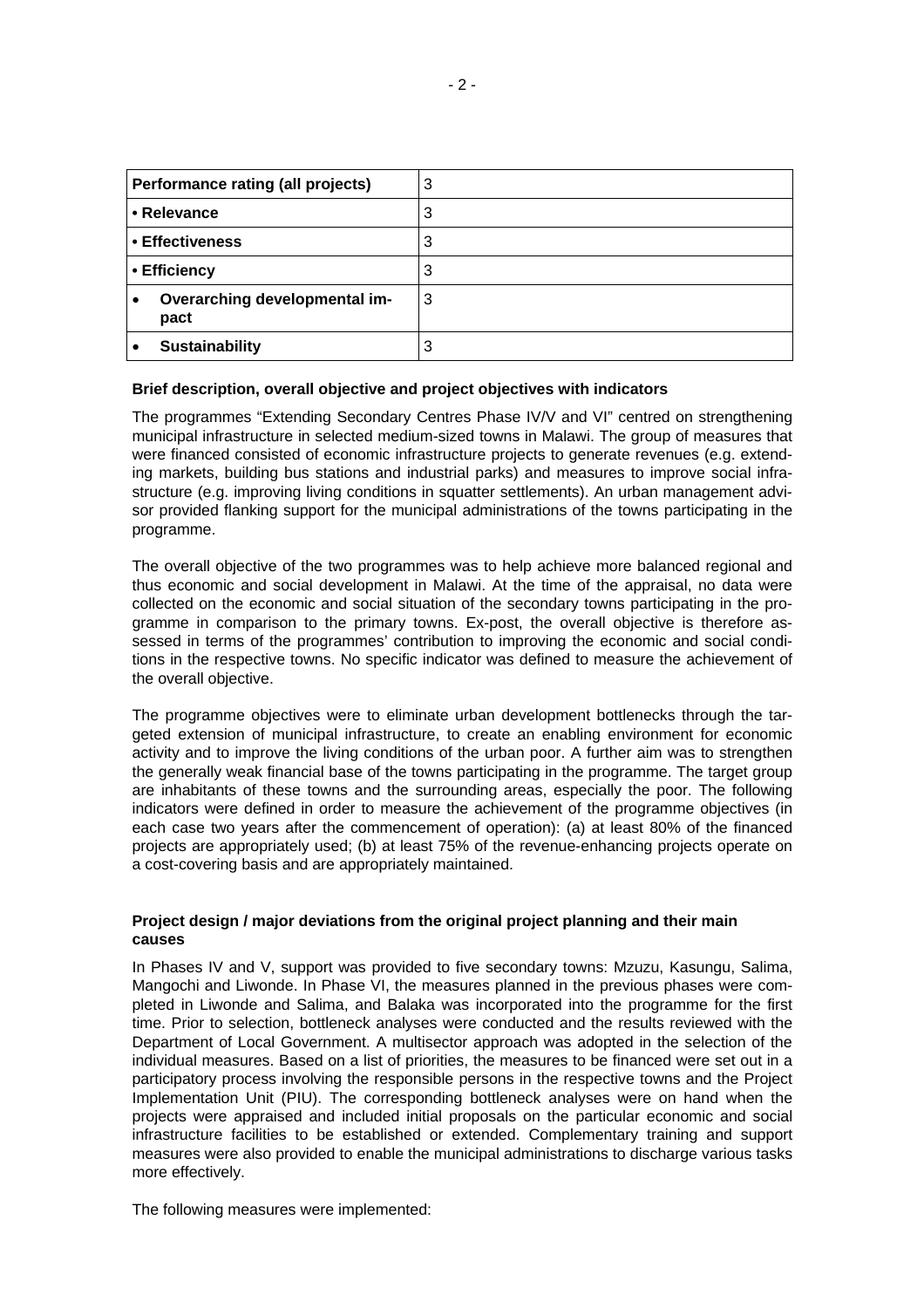| Performance rating (all projects) | 3 |
| --- | --- |
| • Relevance | 3 |
| • Effectiveness | 3 |
| • Efficiency | 3 |
| • Overarching developmental impact | 3 |
| • Sustainability | 3 |

**Brief description, overall objective and project objectives with indicators**

The programmes "Extending Secondary Centres Phase IV/V and VI" centred on strengthening municipal infrastructure in selected medium-sized towns in Malawi. The group of measures that were financed consisted of economic infrastructure projects to generate revenues (e.g. extending markets, building bus stations and industrial parks) and measures to improve social infrastructure (e.g. improving living conditions in squatter settlements). An urban management advisor provided flanking support for the municipal administrations of the towns participating in the programme.

The overall objective of the two programmes was to help achieve more balanced regional and thus economic and social development in Malawi. At the time of the appraisal, no data were collected on the economic and social situation of the secondary towns participating in the programme in comparison to the primary towns. Ex-post, the overall objective is therefore assessed in terms of the programmes' contribution to improving the economic and social conditions in the respective towns. No specific indicator was defined to measure the achievement of the overall objective.

The programme objectives were to eliminate urban development bottlenecks through the targeted extension of municipal infrastructure, to create an enabling environment for economic activity and to improve the living conditions of the urban poor. A further aim was to strengthen the generally weak financial base of the towns participating in the programme. The target group are inhabitants of these towns and the surrounding areas, especially the poor. The following indicators were defined in order to measure the achievement of the programme objectives (in each case two years after the commencement of operation): (a) at least 80% of the financed projects are appropriately used; (b) at least 75% of the revenue-enhancing projects operate on a cost-covering basis and are appropriately maintained.

**Project design / major deviations from the original project planning and their main causes**

In Phases IV and V, support was provided to five secondary towns: Mzuzu, Kasungu, Salima, Mangochi and Liwonde. In Phase VI, the measures planned in the previous phases were completed in Liwonde and Salima, and Balaka was incorporated into the programme for the first time. Prior to selection, bottleneck analyses were conducted and the results reviewed with the Department of Local Government. A multisector approach was adopted in the selection of the individual measures. Based on a list of priorities, the measures to be financed were set out in a participatory process involving the responsible persons in the respective towns and the Project Implementation Unit (PIU). The corresponding bottleneck analyses were on hand when the projects were appraised and included initial proposals on the particular economic and social infrastructure facilities to be established or extended. Complementary training and support measures were also provided to enable the municipal administrations to discharge various tasks more effectively.

The following measures were implemented: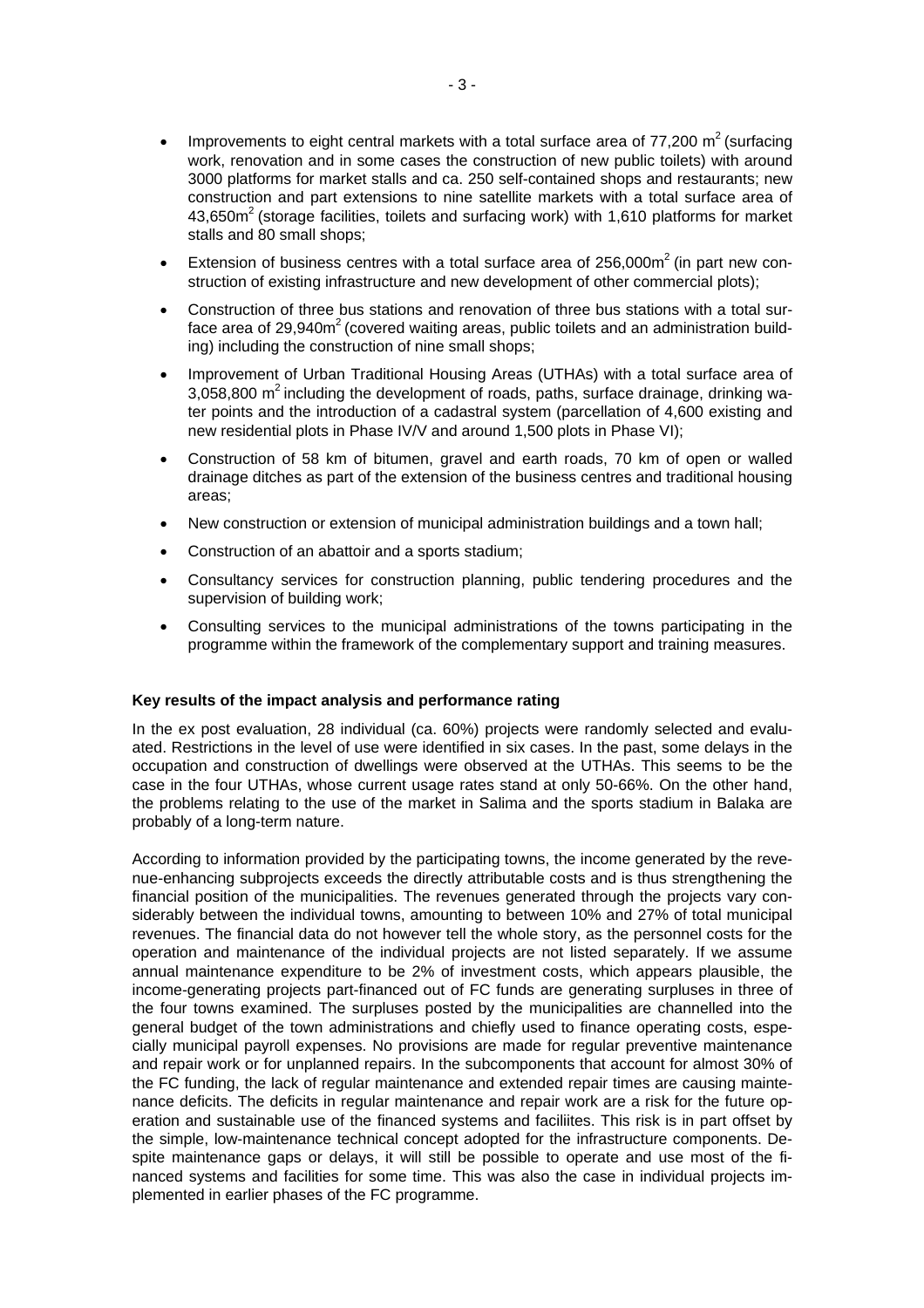- Improvements to eight central markets with a total surface area of 77,200 m$^2$ (surfacing work, renovation and in some cases the construction of new public toilets) with around 3000 platforms for market stalls and ca. 250 self-contained shops and restaurants; new construction and part extensions to nine satellite markets with a total surface area of 43,650m$^2$ (storage facilities, toilets and surfacing work) with 1,610 platforms for market stalls and 80 small shops;
- Extension of business centres with a total surface area of 256,000m$^2$ (in part new construction of existing infrastructure and new development of other commercial plots);
- Construction of three bus stations and renovation of three bus stations with a total surface area of 29,940m$^2$ (covered waiting areas, public toilets and an administration building) including the construction of nine small shops;
- Improvement of Urban Traditional Housing Areas (UTHAs) with a total surface area of 3,058,800 m$^2$ including the development of roads, paths, surface drainage, drinking water points and the introduction of a cadastral system (parcellation of 4,600 existing and new residential plots in Phase IV/V and around 1,500 plots in Phase VI);
- Construction of 58 km of bitumen, gravel and earth roads, 70 km of open or walled drainage ditches as part of the extension of the business centres and traditional housing areas;
- New construction or extension of municipal administration buildings and a town hall;
- Construction of an abattoir and a sports stadium;
- Consultancy services for construction planning, public tendering procedures and the supervision of building work;
- Consulting services to the municipal administrations of the towns participating in the programme within the framework of the complementary support and training measures.

**Key results of the impact analysis and performance rating**

In the ex post evaluation, 28 individual (ca. 60%) projects were randomly selected and evaluated. Restrictions in the level of use were identified in six cases. In the past, some delays in the occupation and construction of dwellings were observed at the UTHAs. This seems to be the case in the four UTHAs, whose current usage rates stand at only 50-66%. On the other hand, the problems relating to the use of the market in Salima and the sports stadium in Balaka are probably of a long-term nature.

According to information provided by the participating towns, the income generated by the revenue-enhancing subprojects exceeds the directly attributable costs and is thus strengthening the financial position of the municipalities. The revenues generated through the projects vary considerably between the individual towns, amounting to between 10% and 27% of total municipal revenues. The financial data do not however tell the whole story, as the personnel costs for the operation and maintenance of the individual projects are not listed separately. If we assume annual maintenance expenditure to be 2% of investment costs, which appears plausible, the income-generating projects part-financed out of FC funds are generating surpluses in three of the four towns examined. The surpluses posted by the municipalities are channelled into the general budget of the town administrations and chiefly used to finance operating costs, especially municipal payroll expenses. No provisions are made for regular preventive maintenance and repair work or for unplanned repairs. In the subcomponents that account for almost 30% of the FC funding, the lack of regular maintenance and extended repair times are causing maintenance deficits. The deficits in regular maintenance and repair work are a risk for the future operation and sustainable use of the financed systems and faciliites. This risk is in part offset by the simple, low-maintenance technical concept adopted for the infrastructure components. Despite maintenance gaps or delays, it will still be possible to operate and use most of the financed systems and facilities for some time. This was also the case in individual projects implemented in earlier phases of the FC programme.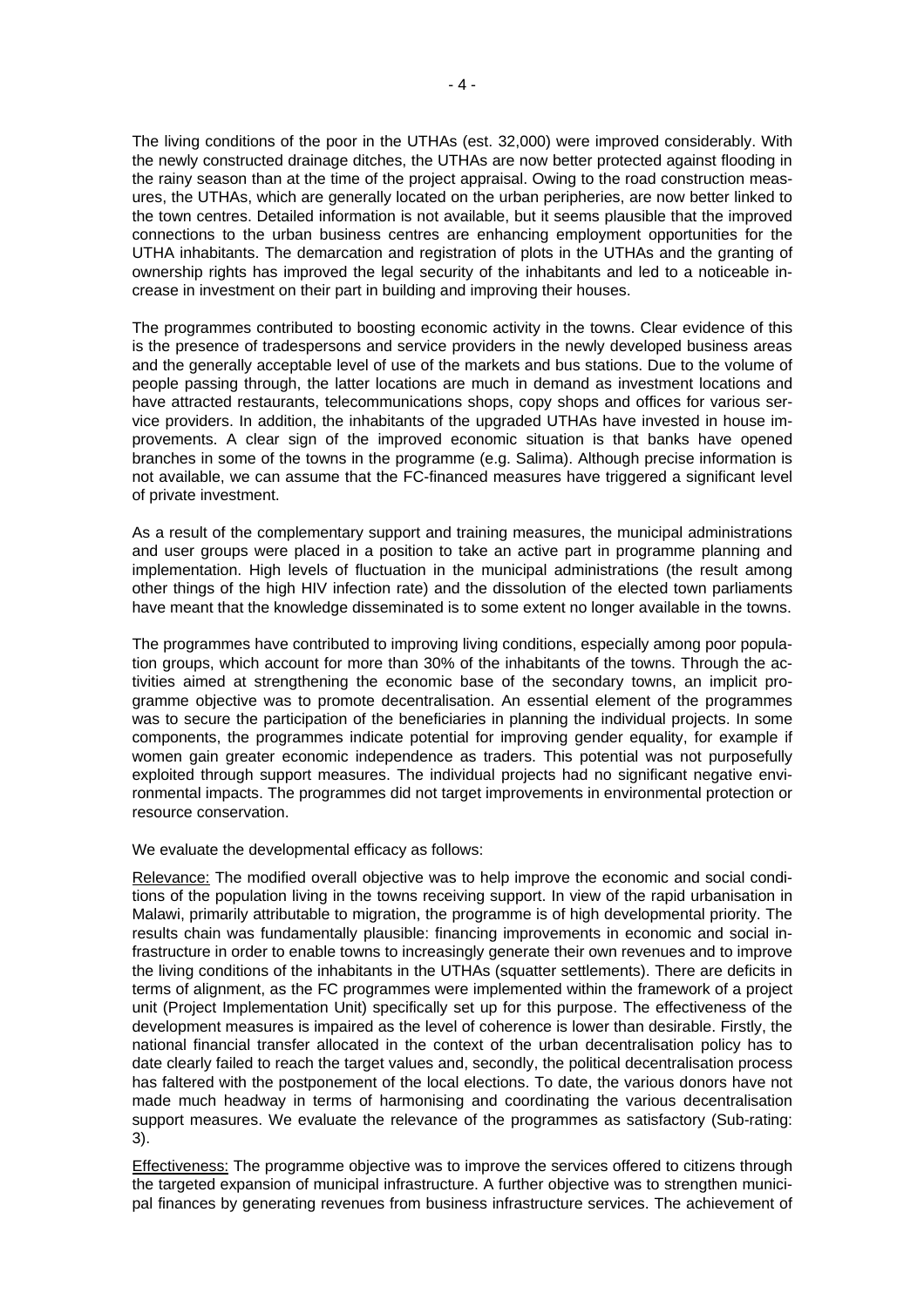The living conditions of the poor in the UTHAs (est. 32,000) were improved considerably. With the newly constructed drainage ditches, the UTHAs are now better protected against flooding in the rainy season than at the time of the project appraisal. Owing to the road construction measures, the UTHAs, which are generally located on the urban peripheries, are now better linked to the town centres. Detailed information is not available, but it seems plausible that the improved connections to the urban business centres are enhancing employment opportunities for the UTHA inhabitants. The demarcation and registration of plots in the UTHAs and the granting of ownership rights has improved the legal security of the inhabitants and led to a noticeable increase in investment on their part in building and improving their houses.

The programmes contributed to boosting economic activity in the towns. Clear evidence of this is the presence of tradespersons and service providers in the newly developed business areas and the generally acceptable level of use of the markets and bus stations. Due to the volume of people passing through, the latter locations are much in demand as investment locations and have attracted restaurants, telecommunications shops, copy shops and offices for various service providers. In addition, the inhabitants of the upgraded UTHAs have invested in house improvements. A clear sign of the improved economic situation is that banks have opened branches in some of the towns in the programme (e.g. Salima). Although precise information is not available, we can assume that the FC-financed measures have triggered a significant level of private investment.

As a result of the complementary support and training measures, the municipal administrations and user groups were placed in a position to take an active part in programme planning and implementation. High levels of fluctuation in the municipal administrations (the result among other things of the high HIV infection rate) and the dissolution of the elected town parliaments have meant that the knowledge disseminated is to some extent no longer available in the towns.

The programmes have contributed to improving living conditions, especially among poor population groups, which account for more than 30% of the inhabitants of the towns. Through the activities aimed at strengthening the economic base of the secondary towns, an implicit programme objective was to promote decentralisation. An essential element of the programmes was to secure the participation of the beneficiaries in planning the individual projects. In some components, the programmes indicate potential for improving gender equality, for example if women gain greater economic independence as traders. This potential was not purposefully exploited through support measures. The individual projects had no significant negative environmental impacts. The programmes did not target improvements in environmental protection or resource conservation.

We evaluate the developmental efficacy as follows:

Relevance: The modified overall objective was to help improve the economic and social conditions of the population living in the towns receiving support. In view of the rapid urbanisation in Malawi, primarily attributable to migration, the programme is of high developmental priority. The results chain was fundamentally plausible: financing improvements in economic and social infrastructure in order to enable towns to increasingly generate their own revenues and to improve the living conditions of the inhabitants in the UTHAs (squatter settlements). There are deficits in terms of alignment, as the FC programmes were implemented within the framework of a project unit (Project Implementation Unit) specifically set up for this purpose. The effectiveness of the development measures is impaired as the level of coherence is lower than desirable. Firstly, the national financial transfer allocated in the context of the urban decentralisation policy has to date clearly failed to reach the target values and, secondly, the political decentralisation process has faltered with the postponement of the local elections. To date, the various donors have not made much headway in terms of harmonising and coordinating the various decentralisation support measures. We evaluate the relevance of the programmes as satisfactory (Sub-rating: 3).

Effectiveness: The programme objective was to improve the services offered to citizens through the targeted expansion of municipal infrastructure. A further objective was to strengthen municipal finances by generating revenues from business infrastructure services. The achievement of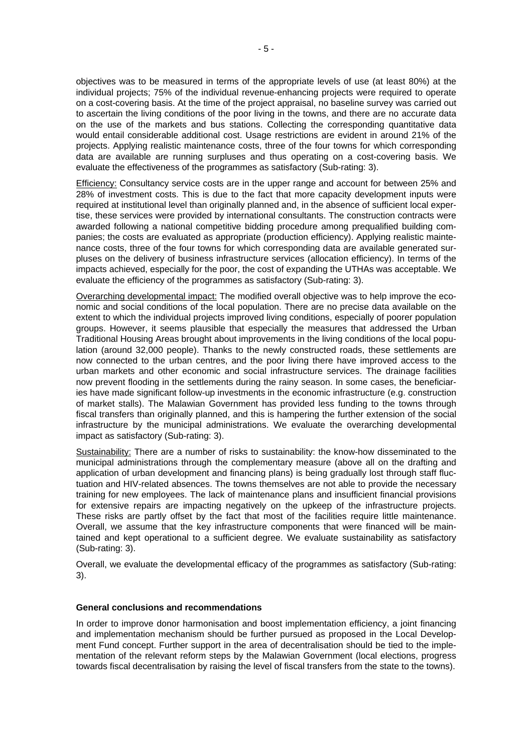objectives was to be measured in terms of the appropriate levels of use (at least 80%) at the individual projects; 75% of the individual revenue-enhancing projects were required to operate on a cost-covering basis. At the time of the project appraisal, no baseline survey was carried out to ascertain the living conditions of the poor living in the towns, and there are no accurate data on the use of the markets and bus stations. Collecting the corresponding quantitative data would entail considerable additional cost. Usage restrictions are evident in around 21% of the projects. Applying realistic maintenance costs, three of the four towns for which corresponding data are available are running surpluses and thus operating on a cost-covering basis. We evaluate the effectiveness of the programmes as satisfactory (Sub-rating: 3).

Efficiency: Consultancy service costs are in the upper range and account for between 25% and 28% of investment costs. This is due to the fact that more capacity development inputs were required at institutional level than originally planned and, in the absence of sufficient local expertise, these services were provided by international consultants. The construction contracts were awarded following a national competitive bidding procedure among prequalified building companies; the costs are evaluated as appropriate (production efficiency). Applying realistic maintenance costs, three of the four towns for which corresponding data are available generated surpluses on the delivery of business infrastructure services (allocation efficiency). In terms of the impacts achieved, especially for the poor, the cost of expanding the UTHAs was acceptable. We evaluate the efficiency of the programmes as satisfactory (Sub-rating: 3).

Overarching developmental impact: The modified overall objective was to help improve the economic and social conditions of the local population. There are no precise data available on the extent to which the individual projects improved living conditions, especially of poorer population groups. However, it seems plausible that especially the measures that addressed the Urban Traditional Housing Areas brought about improvements in the living conditions of the local population (around 32,000 people). Thanks to the newly constructed roads, these settlements are now connected to the urban centres, and the poor living there have improved access to the urban markets and other economic and social infrastructure services. The drainage facilities now prevent flooding in the settlements during the rainy season. In some cases, the beneficiaries have made significant follow-up investments in the economic infrastructure (e.g. construction of market stalls). The Malawian Government has provided less funding to the towns through fiscal transfers than originally planned, and this is hampering the further extension of the social infrastructure by the municipal administrations. We evaluate the overarching developmental impact as satisfactory (Sub-rating: 3).

Sustainability: There are a number of risks to sustainability: the know-how disseminated to the municipal administrations through the complementary measure (above all on the drafting and application of urban development and financing plans) is being gradually lost through staff fluctuation and HIV-related absences. The towns themselves are not able to provide the necessary training for new employees. The lack of maintenance plans and insufficient financial provisions for extensive repairs are impacting negatively on the upkeep of the infrastructure projects. These risks are partly offset by the fact that most of the facilities require little maintenance. Overall, we assume that the key infrastructure components that were financed will be maintained and kept operational to a sufficient degree. We evaluate sustainability as satisfactory (Sub-rating: 3).

Overall, we evaluate the developmental efficacy of the programmes as satisfactory (Sub-rating: 3).

**General conclusions and recommendations**

In order to improve donor harmonisation and boost implementation efficiency, a joint financing and implementation mechanism should be further pursued as proposed in the Local Development Fund concept. Further support in the area of decentralisation should be tied to the implementation of the relevant reform steps by the Malawian Government (local elections, progress towards fiscal decentralisation by raising the level of fiscal transfers from the state to the towns).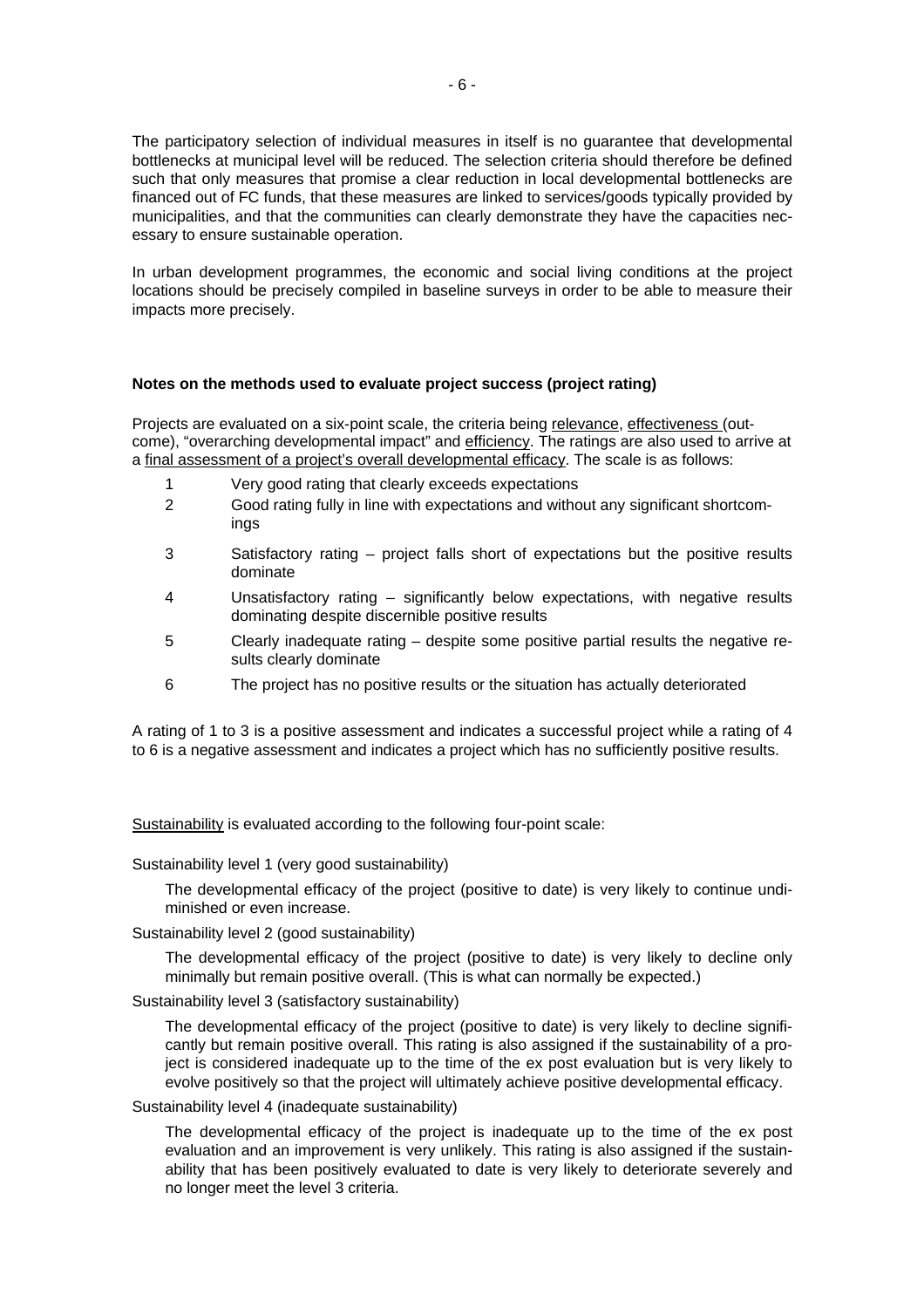The participatory selection of individual measures in itself is no guarantee that developmental bottlenecks at municipal level will be reduced. The selection criteria should therefore be defined such that only measures that promise a clear reduction in local developmental bottlenecks are financed out of FC funds, that these measures are linked to services/goods typically provided by municipalities, and that the communities can clearly demonstrate they have the capacities necessary to ensure sustainable operation.

In urban development programmes, the economic and social living conditions at the project locations should be precisely compiled in baseline surveys in order to be able to measure their impacts more precisely.

**Notes on the methods used to evaluate project success (project rating)**

Projects are evaluated on a six-point scale, the criteria being relevance, effectiveness (outcome), "overarching developmental impact" and efficiency. The ratings are also used to arrive at a final assessment of a project's overall developmental efficacy. The scale is as follows:

1. Very good rating that clearly exceeds expectations
2. Good rating fully in line with expectations and without any significant shortcomings
3. Satisfactory rating – project falls short of expectations but the positive results dominate
4. Unsatisfactory rating – significantly below expectations, with negative results dominating despite discernible positive results
5. Clearly inadequate rating – despite some positive partial results the negative results clearly dominate
6. The project has no positive results or the situation has actually deteriorated

A rating of 1 to 3 is a positive assessment and indicates a successful project while a rating of 4 to 6 is a negative assessment and indicates a project which has no sufficiently positive results.

Sustainability is evaluated according to the following four-point scale:

Sustainability level 1 (very good sustainability)

The developmental efficacy of the project (positive to date) is very likely to continue undiminished or even increase.

Sustainability level 2 (good sustainability)

The developmental efficacy of the project (positive to date) is very likely to decline only minimally but remain positive overall. (This is what can normally be expected.)

Sustainability level 3 (satisfactory sustainability)

The developmental efficacy of the project (positive to date) is very likely to decline significantly but remain positive overall. This rating is also assigned if the sustainability of a project is considered inadequate up to the time of the ex post evaluation but is very likely to evolve positively so that the project will ultimately achieve positive developmental efficacy.

Sustainability level 4 (inadequate sustainability)

The developmental efficacy of the project is inadequate up to the time of the ex post evaluation and an improvement is very unlikely. This rating is also assigned if the sustainability that has been positively evaluated to date is very likely to deteriorate severely and no longer meet the level 3 criteria.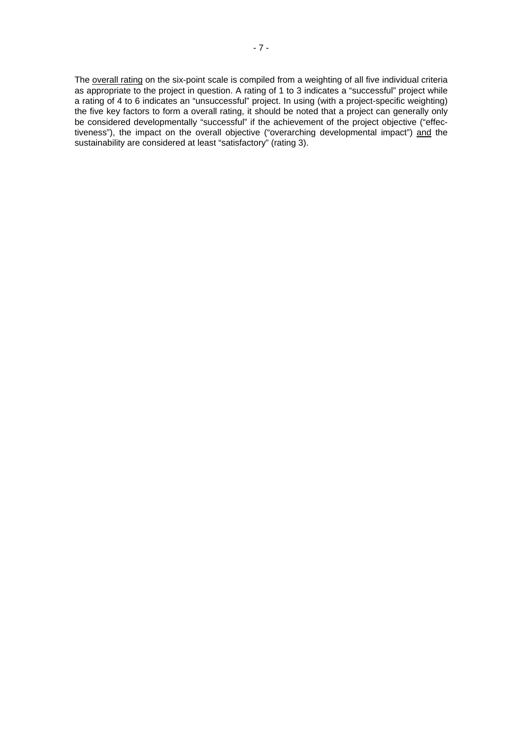The overall rating on the six-point scale is compiled from a weighting of all five individual criteria as appropriate to the project in question. A rating of 1 to 3 indicates a "successful" project while a rating of 4 to 6 indicates an "unsuccessful" project. In using (with a project-specific weighting) the five key factors to form a overall rating, it should be noted that a project can generally only be considered developmentally "successful" if the achievement of the project objective ("effectiveness"), the impact on the overall objective ("overarching developmental impact") and the sustainability are considered at least "satisfactory" (rating 3).